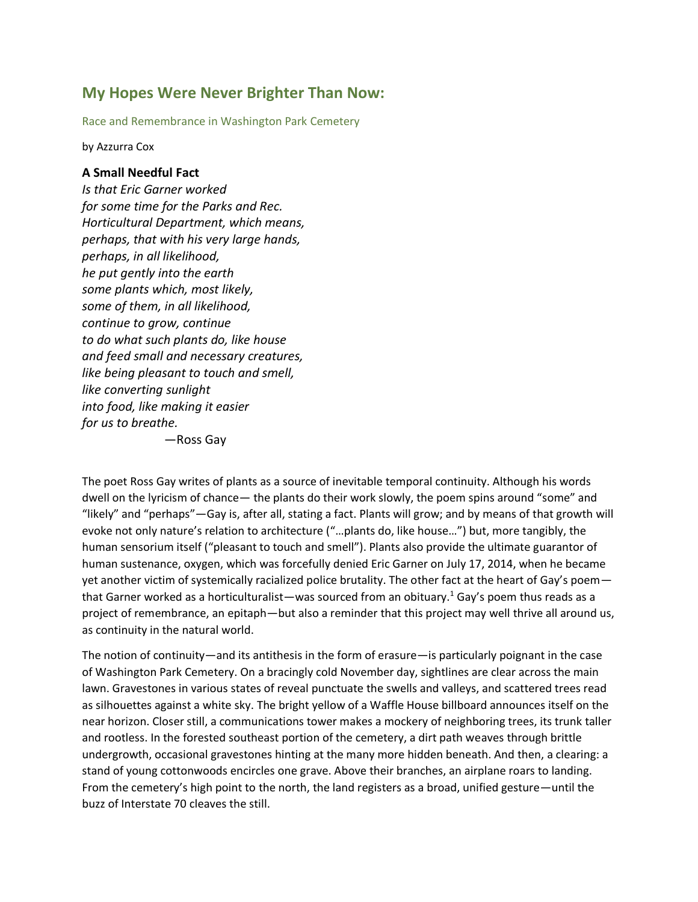# My Hopes Were Never Brighter Than Now:

Race and Remembrance in Washington Park Cemetery

by Azzurra Cox

### A Small Needful Fact

*Is that Eric Garner worked*
*for some time for the Parks and Rec.*
*Horticultural Department, which means,*
*perhaps, that with his very large hands,*
*perhaps, in all likelihood,*
*he put gently into the earth*
*some plants which, most likely,*
*some of them, in all likelihood,*
*continue to grow, continue*
*to do what such plants do, like house*
*and feed small and necessary creatures,*
*like being pleasant to touch and smell,*
*like converting sunlight*
*into food, like making it easier*
*for us to breathe.*

—Ross Gay

The poet Ross Gay writes of plants as a source of inevitable temporal continuity. Although his words dwell on the lyricism of chance— the plants do their work slowly, the poem spins around "some" and "likely" and "perhaps"—Gay is, after all, stating a fact. Plants will grow; and by means of that growth will evoke not only nature's relation to architecture ("…plants do, like house…") but, more tangibly, the human sensorium itself ("pleasant to touch and smell"). Plants also provide the ultimate guarantor of human sustenance, oxygen, which was forcefully denied Eric Garner on July 17, 2014, when he became yet another victim of systemically racialized police brutality. The other fact at the heart of Gay's poem—that Garner worked as a horticulturalist—was sourced from an obituary.[1] Gay's poem thus reads as a project of remembrance, an epitaph—but also a reminder that this project may well thrive all around us, as continuity in the natural world.

The notion of continuity—and its antithesis in the form of erasure—is particularly poignant in the case of Washington Park Cemetery. On a bracingly cold November day, sightlines are clear across the main lawn. Gravestones in various states of reveal punctuate the swells and valleys, and scattered trees read as silhouettes against a white sky. The bright yellow of a Waffle House billboard announces itself on the near horizon. Closer still, a communications tower makes a mockery of neighboring trees, its trunk taller and rootless. In the forested southeast portion of the cemetery, a dirt path weaves through brittle undergrowth, occasional gravestones hinting at the many more hidden beneath. And then, a clearing: a stand of young cottonwoods encircles one grave. Above their branches, an airplane roars to landing. From the cemetery's high point to the north, the land registers as a broad, unified gesture—until the buzz of Interstate 70 cleaves the still.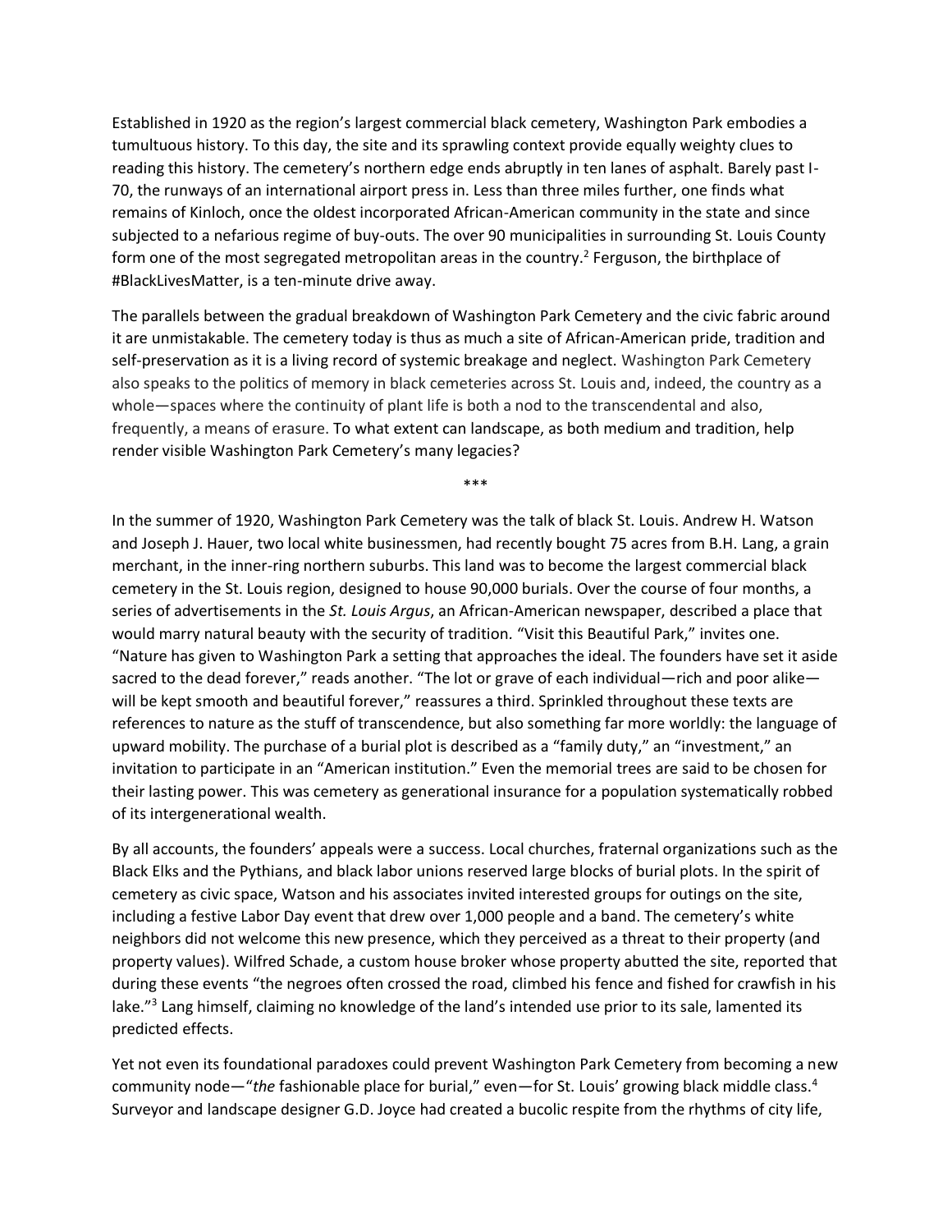Established in 1920 as the region's largest commercial black cemetery, Washington Park embodies a tumultuous history. To this day, the site and its sprawling context provide equally weighty clues to reading this history. The cemetery's northern edge ends abruptly in ten lanes of asphalt. Barely past I-70, the runways of an international airport press in. Less than three miles further, one finds what remains of Kinloch, once the oldest incorporated African-American community in the state and since subjected to a nefarious regime of buy-outs. The over 90 municipalities in surrounding St. Louis County form one of the most segregated metropolitan areas in the country.[2] Ferguson, the birthplace of #BlackLivesMatter, is a ten-minute drive away.

The parallels between the gradual breakdown of Washington Park Cemetery and the civic fabric around it are unmistakable. The cemetery today is thus as much a site of African-American pride, tradition and self-preservation as it is a living record of systemic breakage and neglect. Washington Park Cemetery also speaks to the politics of memory in black cemeteries across St. Louis and, indeed, the country as a whole—spaces where the continuity of plant life is both a nod to the transcendental and also, frequently, a means of erasure. To what extent can landscape, as both medium and tradition, help render visible Washington Park Cemetery's many legacies?

\*\*\*

In the summer of 1920, Washington Park Cemetery was the talk of black St. Louis. Andrew H. Watson and Joseph J. Hauer, two local white businessmen, had recently bought 75 acres from B.H. Lang, a grain merchant, in the inner-ring northern suburbs. This land was to become the largest commercial black cemetery in the St. Louis region, designed to house 90,000 burials. Over the course of four months, a series of advertisements in the *St. Louis Argus*, an African-American newspaper, described a place that would marry natural beauty with the security of tradition. "Visit this Beautiful Park," invites one. "Nature has given to Washington Park a setting that approaches the ideal. The founders have set it aside sacred to the dead forever," reads another. "The lot or grave of each individual—rich and poor alike—will be kept smooth and beautiful forever," reassures a third. Sprinkled throughout these texts are references to nature as the stuff of transcendence, but also something far more worldly: the language of upward mobility. The purchase of a burial plot is described as a "family duty," an "investment," an invitation to participate in an "American institution." Even the memorial trees are said to be chosen for their lasting power. This was cemetery as generational insurance for a population systematically robbed of its intergenerational wealth.

By all accounts, the founders' appeals were a success. Local churches, fraternal organizations such as the Black Elks and the Pythians, and black labor unions reserved large blocks of burial plots. In the spirit of cemetery as civic space, Watson and his associates invited interested groups for outings on the site, including a festive Labor Day event that drew over 1,000 people and a band. The cemetery's white neighbors did not welcome this new presence, which they perceived as a threat to their property (and property values). Wilfred Schade, a custom house broker whose property abutted the site, reported that during these events "the negroes often crossed the road, climbed his fence and fished for crawfish in his lake."[3] Lang himself, claiming no knowledge of the land's intended use prior to its sale, lamented its predicted effects.

Yet not even its foundational paradoxes could prevent Washington Park Cemetery from becoming a new community node—"*the* fashionable place for burial," even—for St. Louis' growing black middle class.[4] Surveyor and landscape designer G.D. Joyce had created a bucolic respite from the rhythms of city life,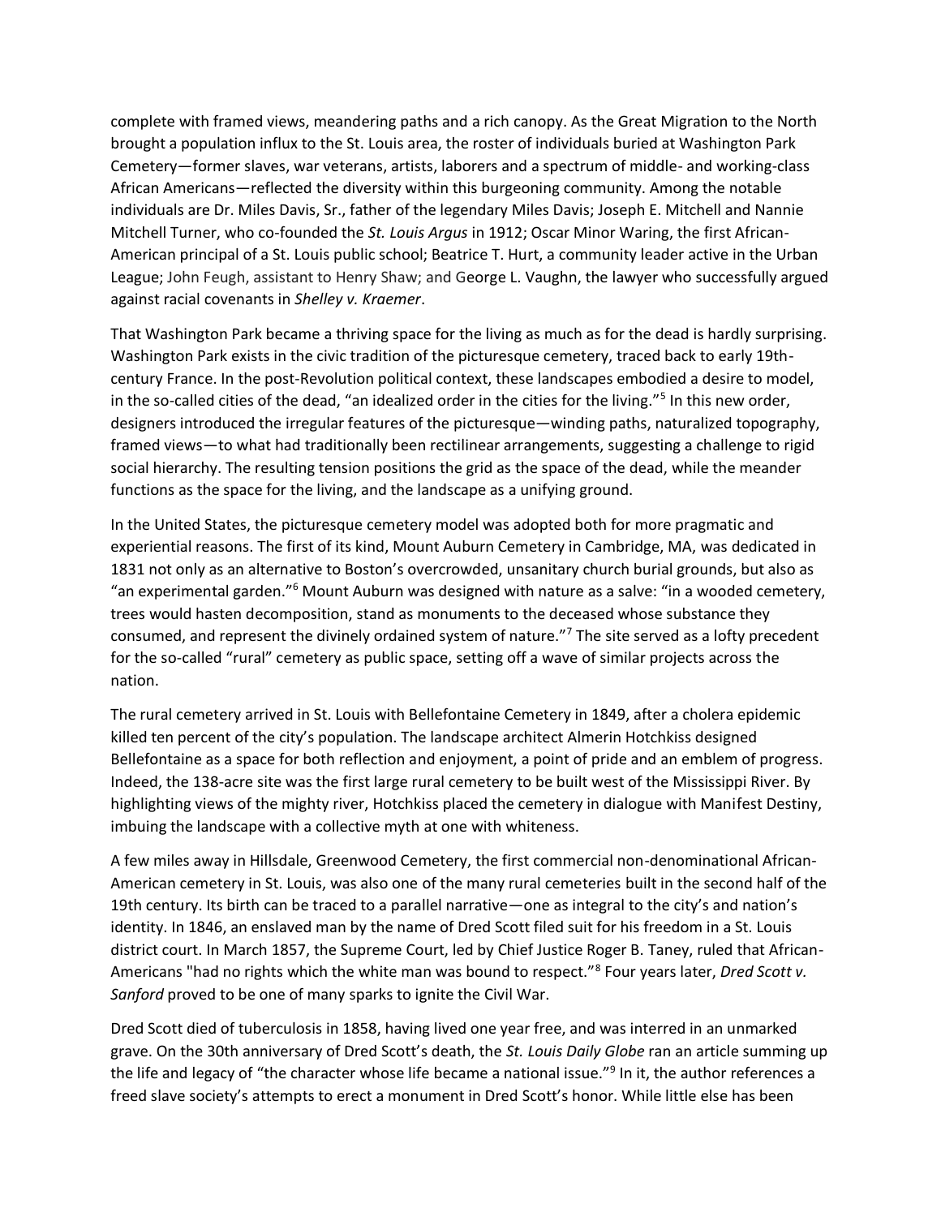complete with framed views, meandering paths and a rich canopy. As the Great Migration to the North brought a population influx to the St. Louis area, the roster of individuals buried at Washington Park Cemetery—former slaves, war veterans, artists, laborers and a spectrum of middle- and working-class African Americans—reflected the diversity within this burgeoning community. Among the notable individuals are Dr. Miles Davis, Sr., father of the legendary Miles Davis; Joseph E. Mitchell and Nannie Mitchell Turner, who co-founded the *St. Louis Argus* in 1912; Oscar Minor Waring, the first African-American principal of a St. Louis public school; Beatrice T. Hurt, a community leader active in the Urban League; John Feugh, assistant to Henry Shaw; and George L. Vaughn, the lawyer who successfully argued against racial covenants in *Shelley v. Kraemer*.

That Washington Park became a thriving space for the living as much as for the dead is hardly surprising. Washington Park exists in the civic tradition of the picturesque cemetery, traced back to early 19th-century France. In the post-Revolution political context, these landscapes embodied a desire to model, in the so-called cities of the dead, "an idealized order in the cities for the living."[5] In this new order, designers introduced the irregular features of the picturesque—winding paths, naturalized topography, framed views—to what had traditionally been rectilinear arrangements, suggesting a challenge to rigid social hierarchy. The resulting tension positions the grid as the space of the dead, while the meander functions as the space for the living, and the landscape as a unifying ground.

In the United States, the picturesque cemetery model was adopted both for more pragmatic and experiential reasons. The first of its kind, Mount Auburn Cemetery in Cambridge, MA, was dedicated in 1831 not only as an alternative to Boston's overcrowded, unsanitary church burial grounds, but also as "an experimental garden."[6] Mount Auburn was designed with nature as a salve: "in a wooded cemetery, trees would hasten decomposition, stand as monuments to the deceased whose substance they consumed, and represent the divinely ordained system of nature."[7] The site served as a lofty precedent for the so-called "rural" cemetery as public space, setting off a wave of similar projects across the nation.

The rural cemetery arrived in St. Louis with Bellefontaine Cemetery in 1849, after a cholera epidemic killed ten percent of the city's population. The landscape architect Almerin Hotchkiss designed Bellefontaine as a space for both reflection and enjoyment, a point of pride and an emblem of progress. Indeed, the 138-acre site was the first large rural cemetery to be built west of the Mississippi River. By highlighting views of the mighty river, Hotchkiss placed the cemetery in dialogue with Manifest Destiny, imbuing the landscape with a collective myth at one with whiteness.

A few miles away in Hillsdale, Greenwood Cemetery, the first commercial non-denominational African-American cemetery in St. Louis, was also one of the many rural cemeteries built in the second half of the 19th century. Its birth can be traced to a parallel narrative—one as integral to the city's and nation's identity. In 1846, an enslaved man by the name of Dred Scott filed suit for his freedom in a St. Louis district court. In March 1857, the Supreme Court, led by Chief Justice Roger B. Taney, ruled that African-Americans "had no rights which the white man was bound to respect."[8] Four years later, *Dred Scott v. Sanford* proved to be one of many sparks to ignite the Civil War.

Dred Scott died of tuberculosis in 1858, having lived one year free, and was interred in an unmarked grave. On the 30th anniversary of Dred Scott's death, the *St. Louis Daily Globe* ran an article summing up the life and legacy of "the character whose life became a national issue."[9] In it, the author references a freed slave society's attempts to erect a monument in Dred Scott's honor. While little else has been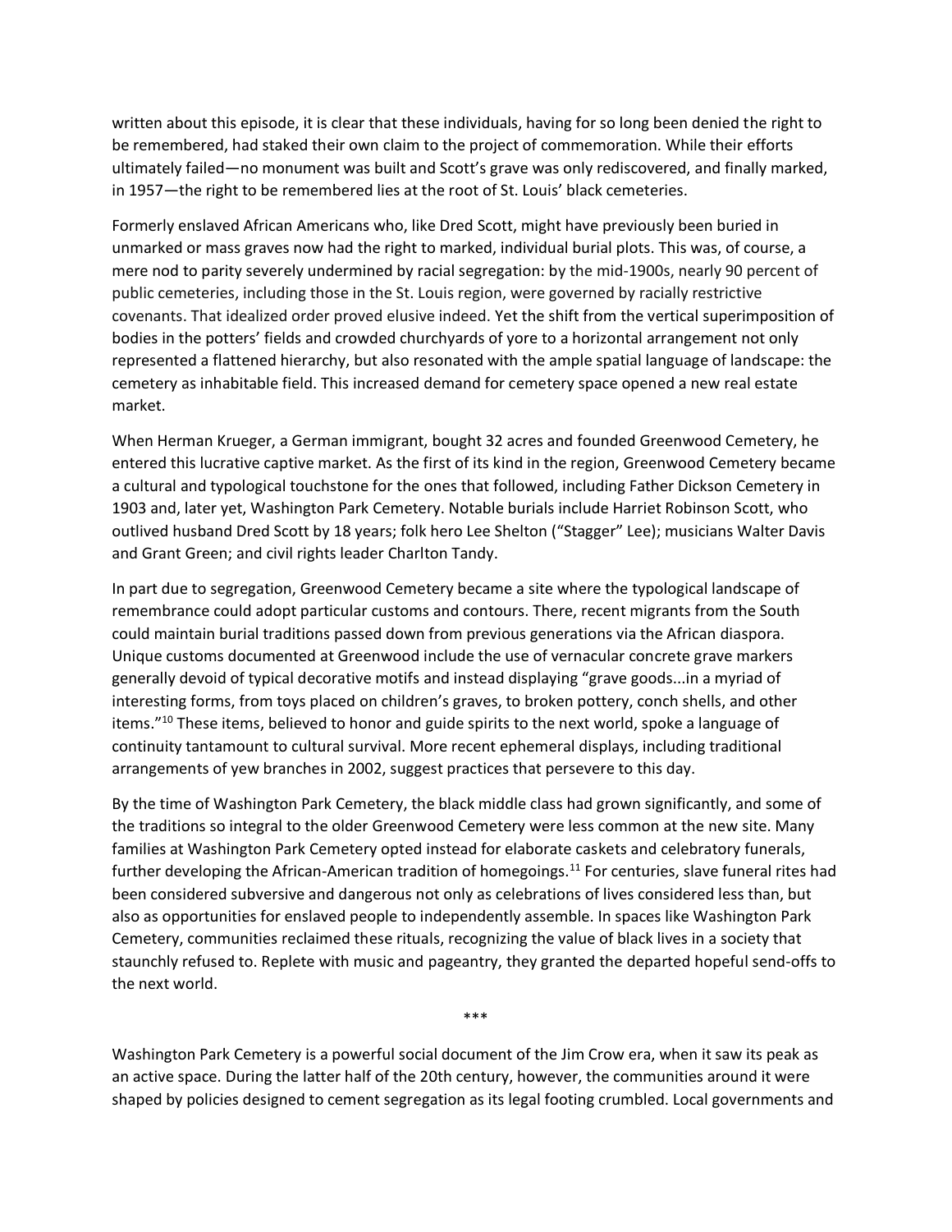written about this episode, it is clear that these individuals, having for so long been denied the right to be remembered, had staked their own claim to the project of commemoration. While their efforts ultimately failed—no monument was built and Scott's grave was only rediscovered, and finally marked, in 1957—the right to be remembered lies at the root of St. Louis' black cemeteries.

Formerly enslaved African Americans who, like Dred Scott, might have previously been buried in unmarked or mass graves now had the right to marked, individual burial plots. This was, of course, a mere nod to parity severely undermined by racial segregation: by the mid-1900s, nearly 90 percent of public cemeteries, including those in the St. Louis region, were governed by racially restrictive covenants. That idealized order proved elusive indeed. Yet the shift from the vertical superimposition of bodies in the potters' fields and crowded churchyards of yore to a horizontal arrangement not only represented a flattened hierarchy, but also resonated with the ample spatial language of landscape: the cemetery as inhabitable field. This increased demand for cemetery space opened a new real estate market.

When Herman Krueger, a German immigrant, bought 32 acres and founded Greenwood Cemetery, he entered this lucrative captive market. As the first of its kind in the region, Greenwood Cemetery became a cultural and typological touchstone for the ones that followed, including Father Dickson Cemetery in 1903 and, later yet, Washington Park Cemetery. Notable burials include Harriet Robinson Scott, who outlived husband Dred Scott by 18 years; folk hero Lee Shelton ("Stagger" Lee); musicians Walter Davis and Grant Green; and civil rights leader Charlton Tandy.

In part due to segregation, Greenwood Cemetery became a site where the typological landscape of remembrance could adopt particular customs and contours. There, recent migrants from the South could maintain burial traditions passed down from previous generations via the African diaspora. Unique customs documented at Greenwood include the use of vernacular concrete grave markers generally devoid of typical decorative motifs and instead displaying "grave goods...in a myriad of interesting forms, from toys placed on children's graves, to broken pottery, conch shells, and other items."[10] These items, believed to honor and guide spirits to the next world, spoke a language of continuity tantamount to cultural survival. More recent ephemeral displays, including traditional arrangements of yew branches in 2002, suggest practices that persevere to this day.

By the time of Washington Park Cemetery, the black middle class had grown significantly, and some of the traditions so integral to the older Greenwood Cemetery were less common at the new site. Many families at Washington Park Cemetery opted instead for elaborate caskets and celebratory funerals, further developing the African-American tradition of homegoings.[11] For centuries, slave funeral rites had been considered subversive and dangerous not only as celebrations of lives considered less than, but also as opportunities for enslaved people to independently assemble. In spaces like Washington Park Cemetery, communities reclaimed these rituals, recognizing the value of black lives in a society that staunchly refused to. Replete with music and pageantry, they granted the departed hopeful send-offs to the next world.

***

Washington Park Cemetery is a powerful social document of the Jim Crow era, when it saw its peak as an active space. During the latter half of the 20th century, however, the communities around it were shaped by policies designed to cement segregation as its legal footing crumbled. Local governments and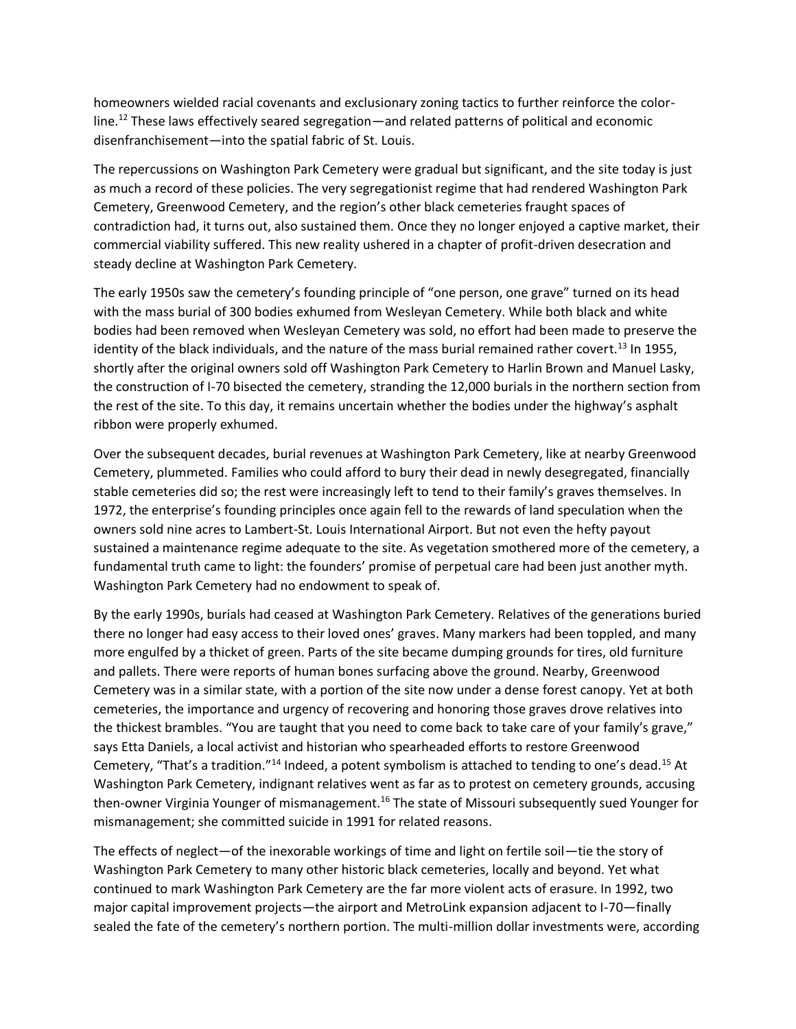homeowners wielded racial covenants and exclusionary zoning tactics to further reinforce the color-line.[12] These laws effectively seared segregation—and related patterns of political and economic disenfranchisement—into the spatial fabric of St. Louis.

The repercussions on Washington Park Cemetery were gradual but significant, and the site today is just as much a record of these policies. The very segregationist regime that had rendered Washington Park Cemetery, Greenwood Cemetery, and the region's other black cemeteries fraught spaces of contradiction had, it turns out, also sustained them. Once they no longer enjoyed a captive market, their commercial viability suffered. This new reality ushered in a chapter of profit-driven desecration and steady decline at Washington Park Cemetery.

The early 1950s saw the cemetery's founding principle of "one person, one grave" turned on its head with the mass burial of 300 bodies exhumed from Wesleyan Cemetery. While both black and white bodies had been removed when Wesleyan Cemetery was sold, no effort had been made to preserve the identity of the black individuals, and the nature of the mass burial remained rather covert.[13] In 1955, shortly after the original owners sold off Washington Park Cemetery to Harlin Brown and Manuel Lasky, the construction of I-70 bisected the cemetery, stranding the 12,000 burials in the northern section from the rest of the site. To this day, it remains uncertain whether the bodies under the highway's asphalt ribbon were properly exhumed.

Over the subsequent decades, burial revenues at Washington Park Cemetery, like at nearby Greenwood Cemetery, plummeted. Families who could afford to bury their dead in newly desegregated, financially stable cemeteries did so; the rest were increasingly left to tend to their family's graves themselves. In 1972, the enterprise's founding principles once again fell to the rewards of land speculation when the owners sold nine acres to Lambert-St. Louis International Airport. But not even the hefty payout sustained a maintenance regime adequate to the site. As vegetation smothered more of the cemetery, a fundamental truth came to light: the founders' promise of perpetual care had been just another myth. Washington Park Cemetery had no endowment to speak of.

By the early 1990s, burials had ceased at Washington Park Cemetery. Relatives of the generations buried there no longer had easy access to their loved ones' graves. Many markers had been toppled, and many more engulfed by a thicket of green. Parts of the site became dumping grounds for tires, old furniture and pallets. There were reports of human bones surfacing above the ground. Nearby, Greenwood Cemetery was in a similar state, with a portion of the site now under a dense forest canopy. Yet at both cemeteries, the importance and urgency of recovering and honoring those graves drove relatives into the thickest brambles. "You are taught that you need to come back to take care of your family's grave," says Etta Daniels, a local activist and historian who spearheaded efforts to restore Greenwood Cemetery, "That's a tradition."[14] Indeed, a potent symbolism is attached to tending to one's dead.[15] At Washington Park Cemetery, indignant relatives went as far as to protest on cemetery grounds, accusing then-owner Virginia Younger of mismanagement.[16] The state of Missouri subsequently sued Younger for mismanagement; she committed suicide in 1991 for related reasons.

The effects of neglect—of the inexorable workings of time and light on fertile soil—tie the story of Washington Park Cemetery to many other historic black cemeteries, locally and beyond. Yet what continued to mark Washington Park Cemetery are the far more violent acts of erasure. In 1992, two major capital improvement projects—the airport and MetroLink expansion adjacent to I-70—finally sealed the fate of the cemetery's northern portion. The multi-million dollar investments were, according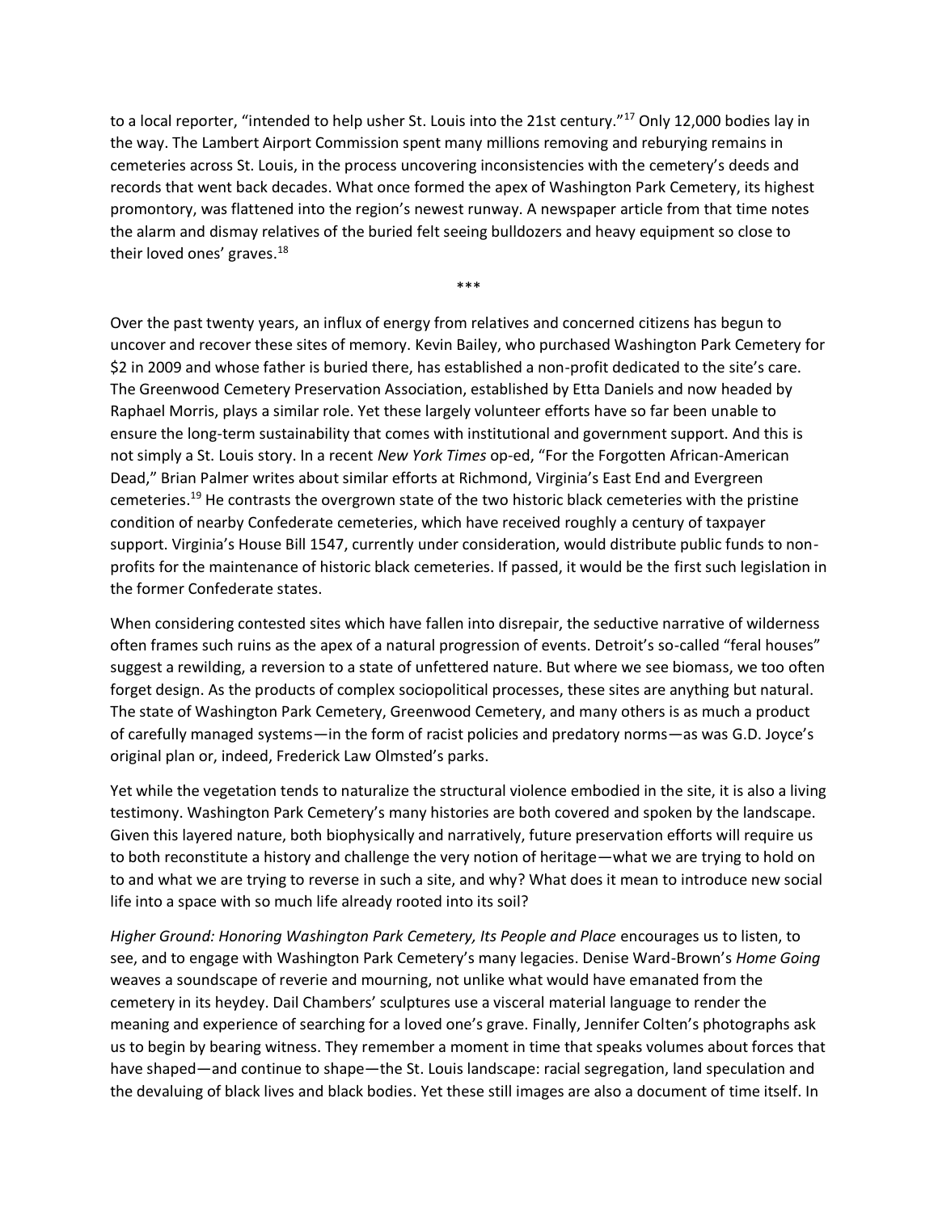to a local reporter, "intended to help usher St. Louis into the 21st century."[17] Only 12,000 bodies lay in the way. The Lambert Airport Commission spent many millions removing and reburying remains in cemeteries across St. Louis, in the process uncovering inconsistencies with the cemetery's deeds and records that went back decades. What once formed the apex of Washington Park Cemetery, its highest promontory, was flattened into the region's newest runway. A newspaper article from that time notes the alarm and dismay relatives of the buried felt seeing bulldozers and heavy equipment so close to their loved ones' graves.[18]

***

Over the past twenty years, an influx of energy from relatives and concerned citizens has begun to uncover and recover these sites of memory. Kevin Bailey, who purchased Washington Park Cemetery for $2 in 2009 and whose father is buried there, has established a non-profit dedicated to the site's care. The Greenwood Cemetery Preservation Association, established by Etta Daniels and now headed by Raphael Morris, plays a similar role. Yet these largely volunteer efforts have so far been unable to ensure the long-term sustainability that comes with institutional and government support. And this is not simply a St. Louis story. In a recent *New York Times* op-ed, "For the Forgotten African-American Dead," Brian Palmer writes about similar efforts at Richmond, Virginia's East End and Evergreen cemeteries.[19] He contrasts the overgrown state of the two historic black cemeteries with the pristine condition of nearby Confederate cemeteries, which have received roughly a century of taxpayer support. Virginia's House Bill 1547, currently under consideration, would distribute public funds to non-profits for the maintenance of historic black cemeteries. If passed, it would be the first such legislation in the former Confederate states.

When considering contested sites which have fallen into disrepair, the seductive narrative of wilderness often frames such ruins as the apex of a natural progression of events. Detroit's so-called "feral houses" suggest a rewilding, a reversion to a state of unfettered nature. But where we see biomass, we too often forget design. As the products of complex sociopolitical processes, these sites are anything but natural. The state of Washington Park Cemetery, Greenwood Cemetery, and many others is as much a product of carefully managed systems—in the form of racist policies and predatory norms—as was G.D. Joyce's original plan or, indeed, Frederick Law Olmsted's parks.

Yet while the vegetation tends to naturalize the structural violence embodied in the site, it is also a living testimony. Washington Park Cemetery's many histories are both covered and spoken by the landscape. Given this layered nature, both biophysically and narratively, future preservation efforts will require us to both reconstitute a history and challenge the very notion of heritage—what we are trying to hold on to and what we are trying to reverse in such a site, and why? What does it mean to introduce new social life into a space with so much life already rooted into its soil?

*Higher Ground: Honoring Washington Park Cemetery, Its People and Place* encourages us to listen, to see, and to engage with Washington Park Cemetery's many legacies. Denise Ward-Brown's *Home Going* weaves a soundscape of reverie and mourning, not unlike what would have emanated from the cemetery in its heydey. Dail Chambers' sculptures use a visceral material language to render the meaning and experience of searching for a loved one's grave. Finally, Jennifer Colten's photographs ask us to begin by bearing witness. They remember a moment in time that speaks volumes about forces that have shaped—and continue to shape—the St. Louis landscape: racial segregation, land speculation and the devaluing of black lives and black bodies. Yet these still images are also a document of time itself. In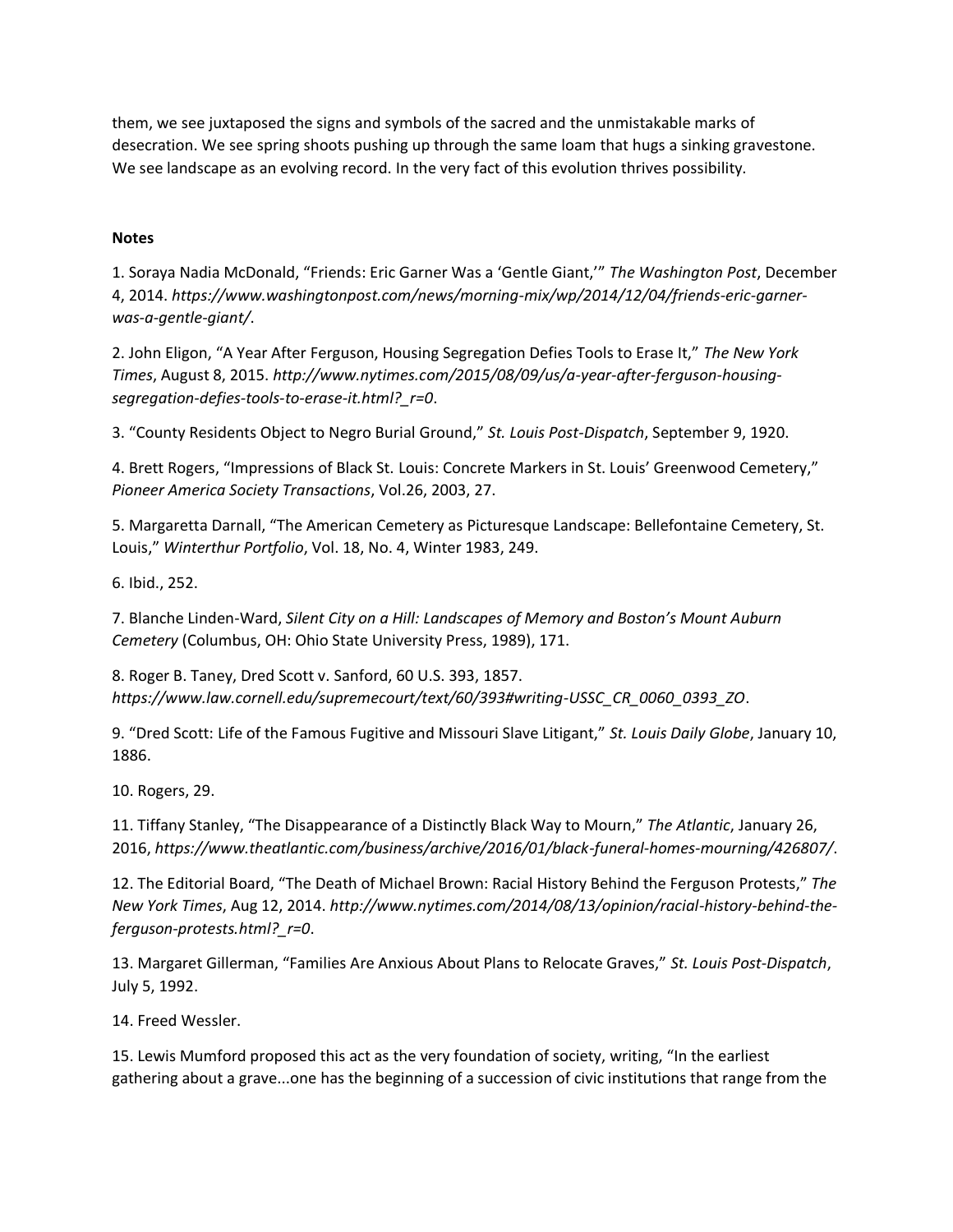them, we see juxtaposed the signs and symbols of the sacred and the unmistakable marks of desecration. We see spring shoots pushing up through the same loam that hugs a sinking gravestone. We see landscape as an evolving record. In the very fact of this evolution thrives possibility.

**Notes**

1. Soraya Nadia McDonald, "Friends: Eric Garner Was a 'Gentle Giant,'" *The Washington Post*, December 4, 2014. *https://www.washingtonpost.com/news/morning-mix/wp/2014/12/04/friends-eric-garner-was-a-gentle-giant/*.

2. John Eligon, "A Year After Ferguson, Housing Segregation Defies Tools to Erase It," *The New York Times*, August 8, 2015. *http://www.nytimes.com/2015/08/09/us/a-year-after-ferguson-housing-segregation-defies-tools-to-erase-it.html?_r=0*.

3. "County Residents Object to Negro Burial Ground," *St. Louis Post-Dispatch*, September 9, 1920.

4. Brett Rogers, "Impressions of Black St. Louis: Concrete Markers in St. Louis' Greenwood Cemetery," *Pioneer America Society Transactions*, Vol.26, 2003, 27.

5. Margaretta Darnall, "The American Cemetery as Picturesque Landscape: Bellefontaine Cemetery, St. Louis," *Winterthur Portfolio*, Vol. 18, No. 4, Winter 1983, 249.

6. Ibid., 252.

7. Blanche Linden-Ward, *Silent City on a Hill: Landscapes of Memory and Boston's Mount Auburn Cemetery* (Columbus, OH: Ohio State University Press, 1989), 171.

8. Roger B. Taney, Dred Scott v. Sanford, 60 U.S. 393, 1857. *https://www.law.cornell.edu/supremecourt/text/60/393#writing-USSC_CR_0060_0393_ZO*.

9. "Dred Scott: Life of the Famous Fugitive and Missouri Slave Litigant," *St. Louis Daily Globe*, January 10, 1886.

10. Rogers, 29.

11. Tiffany Stanley, "The Disappearance of a Distinctly Black Way to Mourn," *The Atlantic*, January 26, 2016, *https://www.theatlantic.com/business/archive/2016/01/black-funeral-homes-mourning/426807/*.

12. The Editorial Board, "The Death of Michael Brown: Racial History Behind the Ferguson Protests," *The New York Times*, Aug 12, 2014. *http://www.nytimes.com/2014/08/13/opinion/racial-history-behind-the-ferguson-protests.html?_r=0*.

13. Margaret Gillerman, "Families Are Anxious About Plans to Relocate Graves," *St. Louis Post-Dispatch*, July 5, 1992.

14. Freed Wessler.

15. Lewis Mumford proposed this act as the very foundation of society, writing, "In the earliest gathering about a grave...one has the beginning of a succession of civic institutions that range from the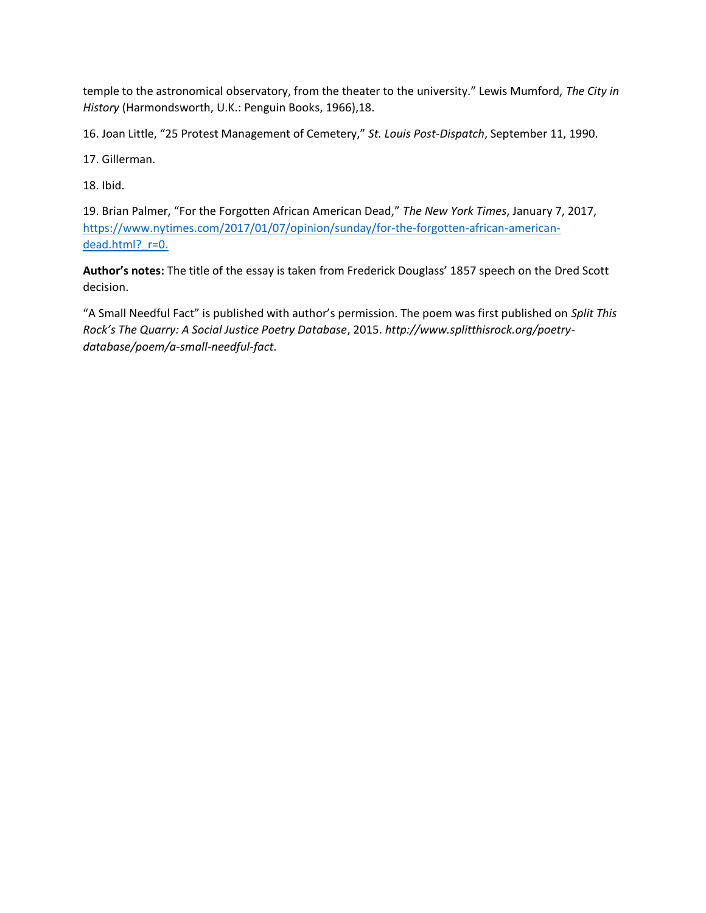temple to the astronomical observatory, from the theater to the university." Lewis Mumford, *The City in History* (Harmondsworth, U.K.: Penguin Books, 1966),18.

16. Joan Little, "25 Protest Management of Cemetery," *St. Louis Post-Dispatch*, September 11, 1990.

17. Gillerman.

18. Ibid.

19. Brian Palmer, "For the Forgotten African American Dead," *The New York Times*, January 7, 2017, https://www.nytimes.com/2017/01/07/opinion/sunday/for-the-forgotten-african-american-dead.html?_r=0.

**Author's notes:** The title of the essay is taken from Frederick Douglass' 1857 speech on the Dred Scott decision.

"A Small Needful Fact" is published with author's permission. The poem was first published on *Split This Rock's The Quarry: A Social Justice Poetry Database*, 2015. *http://www.splitthisrock.org/poetry-database/poem/a-small-needful-fact*.